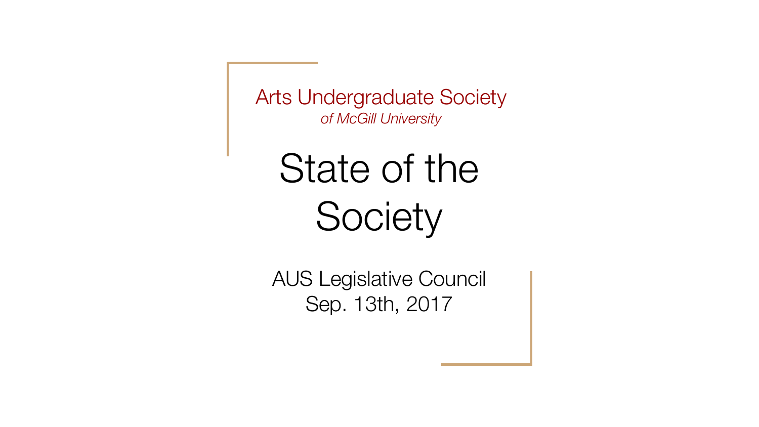Arts Undergraduate Society

*of McGill University*

# State of the Society

AUS Legislative Council
Sep. 13th, 2017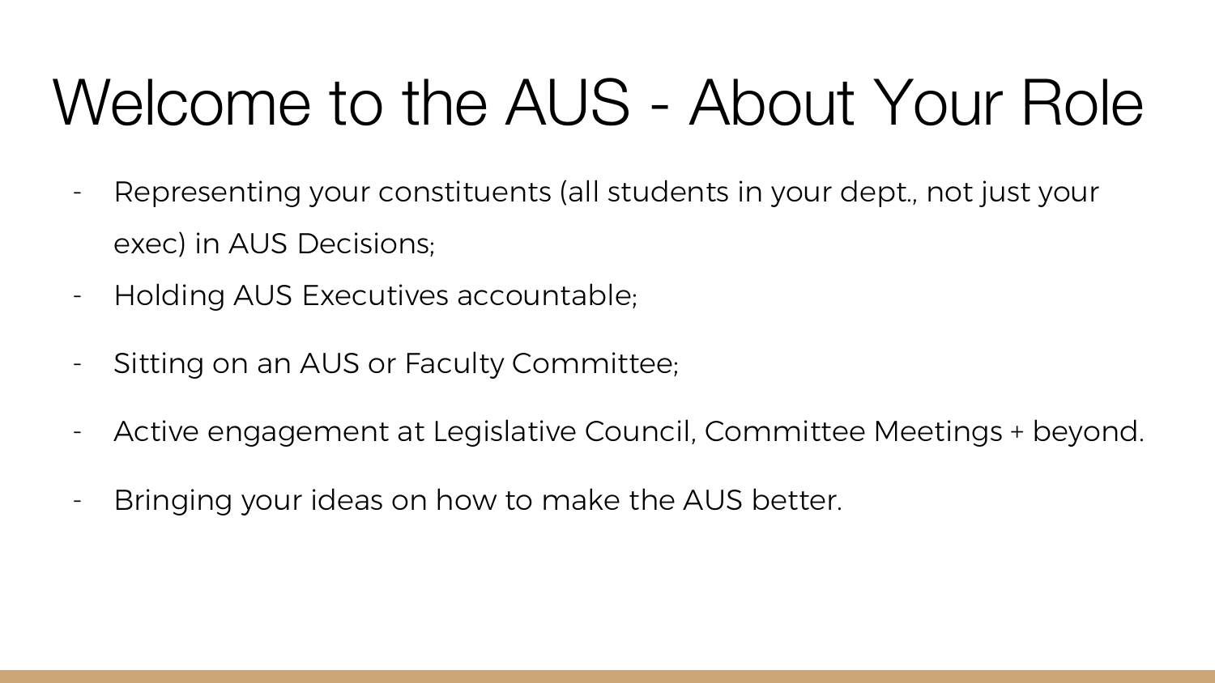# Welcome to the AUS - About Your Role

- Representing your constituents (all students in your dept., not just your exec) in AUS Decisions;
- Holding AUS Executives accountable;
- Sitting on an AUS or Faculty Committee;
- Active engagement at Legislative Council, Committee Meetings + beyond.
- Bringing your ideas on how to make the AUS better.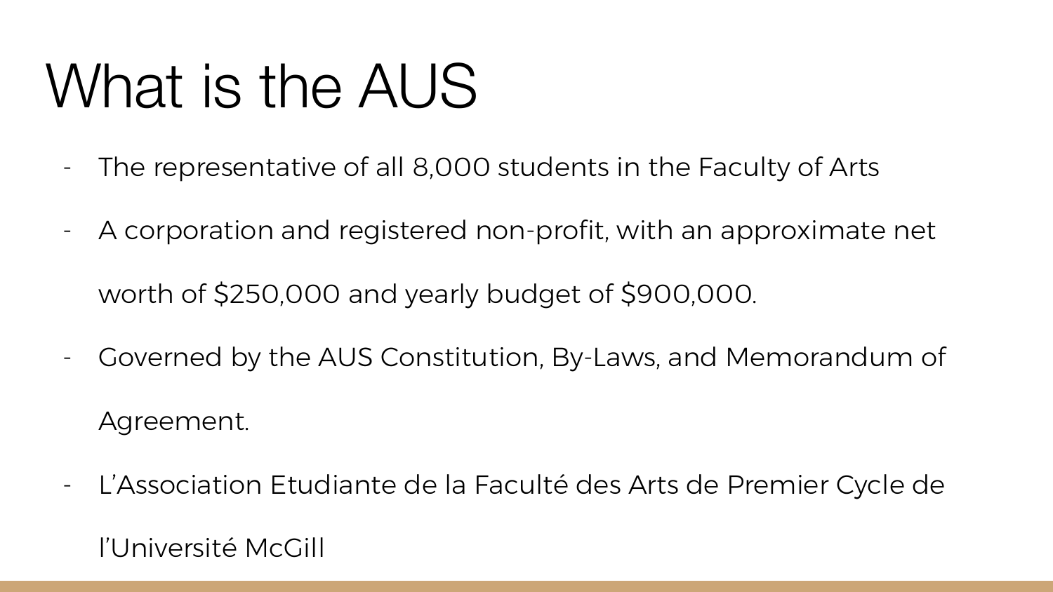# What is the AUS

- The representative of all 8,000 students in the Faculty of Arts
- A corporation and registered non-profit, with an approximate net worth of $250,000 and yearly budget of $900,000.
- Governed by the AUS Constitution, By-Laws, and Memorandum of Agreement.
- L'Association Etudiante de la Faculté des Arts de Premier Cycle de l'Université McGill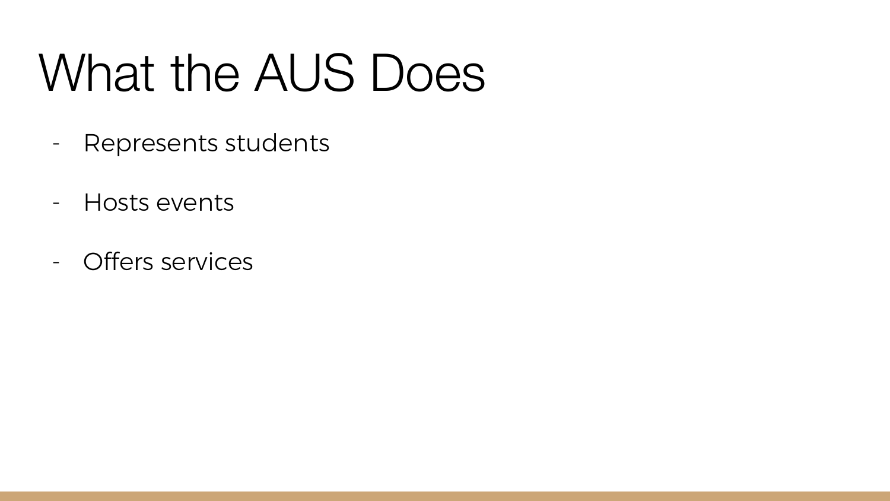# What the AUS Does

- Represents students
- Hosts events
- Offers services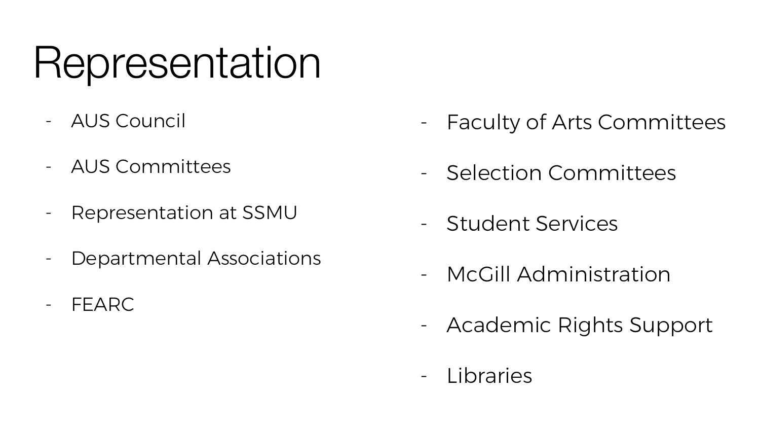# Representation

- AUS Council
- AUS Committees
- Representation at SSMU
- Departmental Associations
- FEARC
- Faculty of Arts Committees
- Selection Committees
- Student Services
- McGill Administration
- Academic Rights Support
- Libraries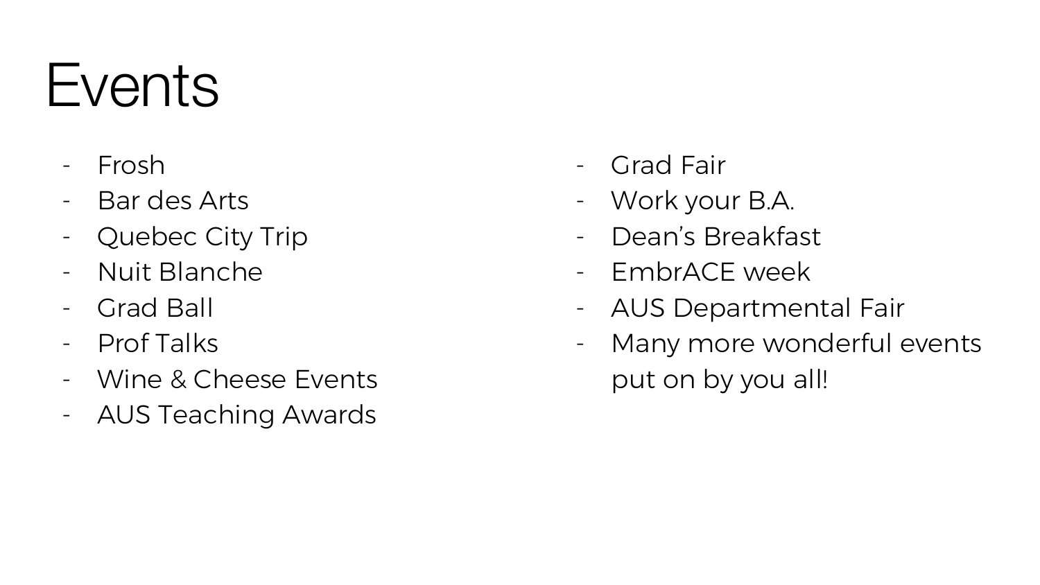# Events

- Frosh
- Bar des Arts
- Quebec City Trip
- Nuit Blanche
- Grad Ball
- Prof Talks
- Wine & Cheese Events
- AUS Teaching Awards
- Grad Fair
- Work your B.A.
- Dean's Breakfast
- EmbrACE week
- AUS Departmental Fair
- Many more wonderful events put on by you all!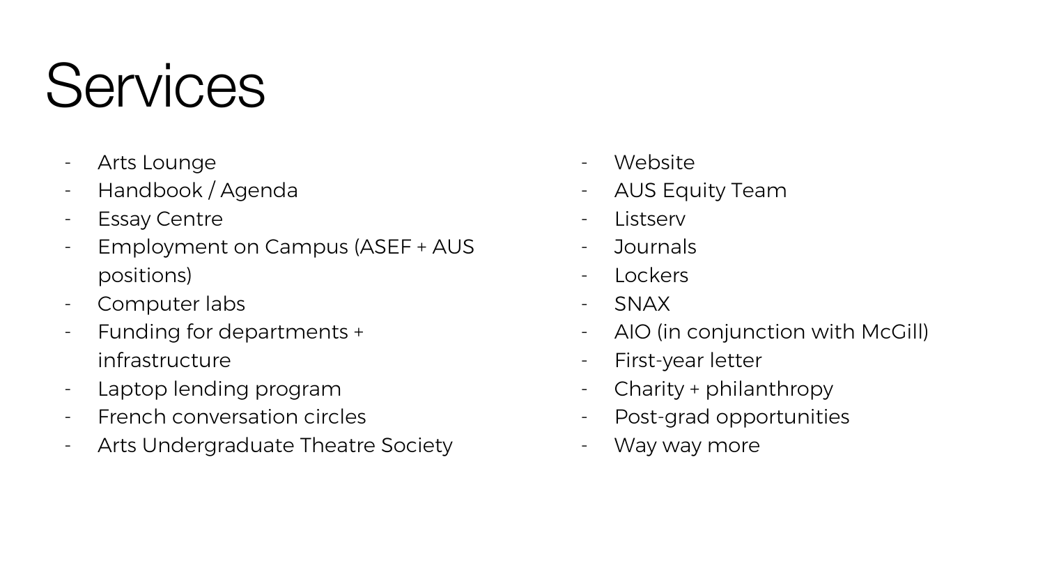# Services

- Arts Lounge
- Handbook / Agenda
- Essay Centre
- Employment on Campus (ASEF + AUS positions)
- Computer labs
- Funding for departments + infrastructure
- Laptop lending program
- French conversation circles
- Arts Undergraduate Theatre Society
- Website
- AUS Equity Team
- Listserv
- Journals
- Lockers
- SNAX
- AIO (in conjunction with McGill)
- First-year letter
- Charity + philanthropy
- Post-grad opportunities
- Way way more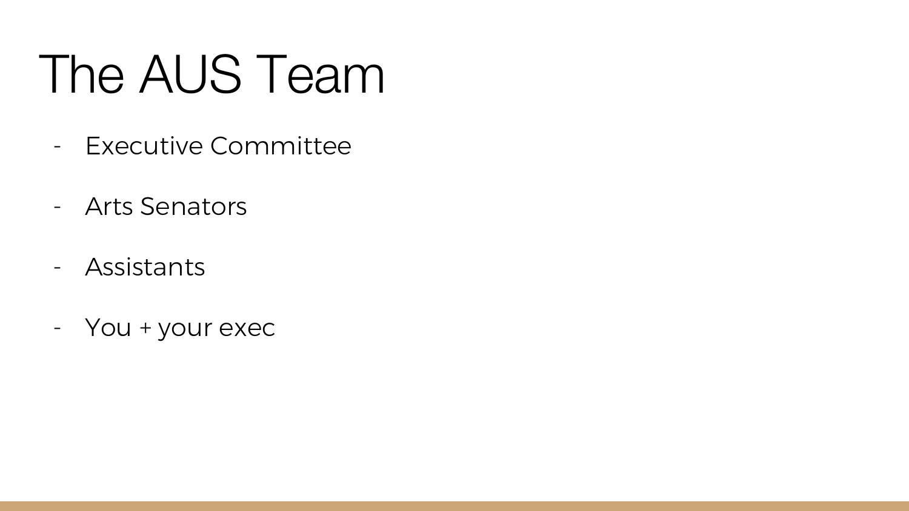# The AUS Team

- Executive Committee
- Arts Senators
- Assistants
- You + your exec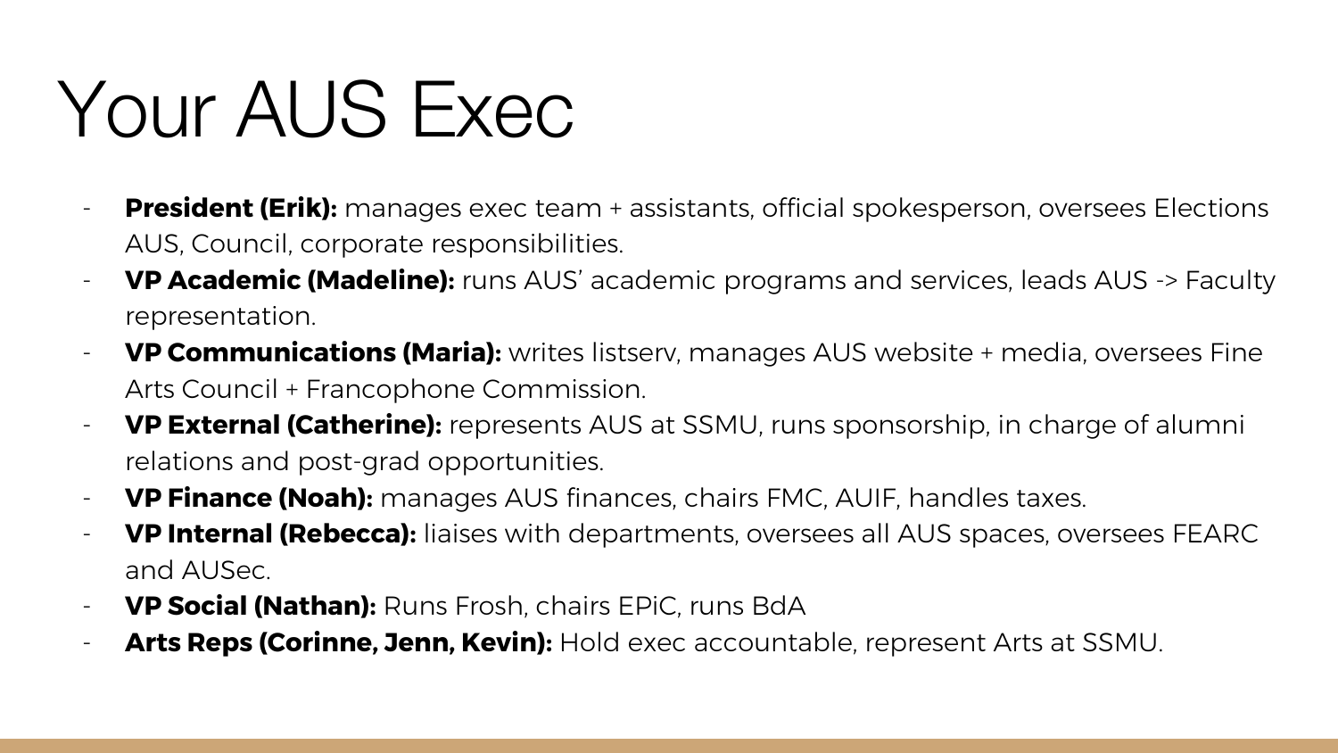# Your AUS Exec

- **President (Erik):** manages exec team + assistants, official spokesperson, oversees Elections AUS, Council, corporate responsibilities.
- **VP Academic (Madeline):** runs AUS' academic programs and services, leads AUS -> Faculty representation.
- **VP Communications (Maria):** writes listserv, manages AUS website + media, oversees Fine Arts Council + Francophone Commission.
- **VP External (Catherine):** represents AUS at SSMU, runs sponsorship, in charge of alumni relations and post-grad opportunities.
- **VP Finance (Noah):** manages AUS finances, chairs FMC, AUIF, handles taxes.
- **VP Internal (Rebecca):** liaises with departments, oversees all AUS spaces, oversees FEARC and AUSec.
- **VP Social (Nathan):** Runs Frosh, chairs EPiC, runs BdA
- **Arts Reps (Corinne, Jenn, Kevin):** Hold exec accountable, represent Arts at SSMU.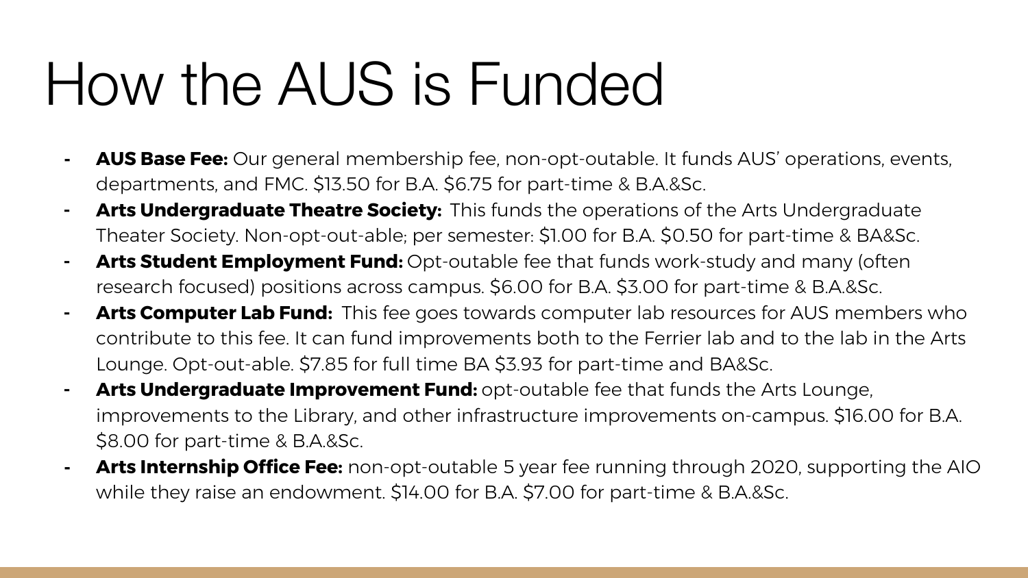# How the AUS is Funded

- **AUS Base Fee:** Our general membership fee, non-opt-outable. It funds AUS' operations, events, departments, and FMC. $13.50 for B.A. $6.75 for part-time & B.A.&Sc.
- **Arts Undergraduate Theatre Society:** This funds the operations of the Arts Undergraduate Theater Society. Non-opt-out-able; per semester: $1.00 for B.A. $0.50 for part-time & BA&Sc.
- **Arts Student Employment Fund:** Opt-outable fee that funds work-study and many (often research focused) positions across campus. $6.00 for B.A. $3.00 for part-time & B.A.&Sc.
- **Arts Computer Lab Fund:** This fee goes towards computer lab resources for AUS members who contribute to this fee. It can fund improvements both to the Ferrier lab and to the lab in the Arts Lounge. Opt-out-able. $7.85 for full time BA $3.93 for part-time and BA&Sc.
- **Arts Undergraduate Improvement Fund:** opt-outable fee that funds the Arts Lounge, improvements to the Library, and other infrastructure improvements on-campus. $16.00 for B.A. $8.00 for part-time & B.A.&Sc.
- **Arts Internship Office Fee:** non-opt-outable 5 year fee running through 2020, supporting the AIO while they raise an endowment. $14.00 for B.A. $7.00 for part-time & B.A.&Sc.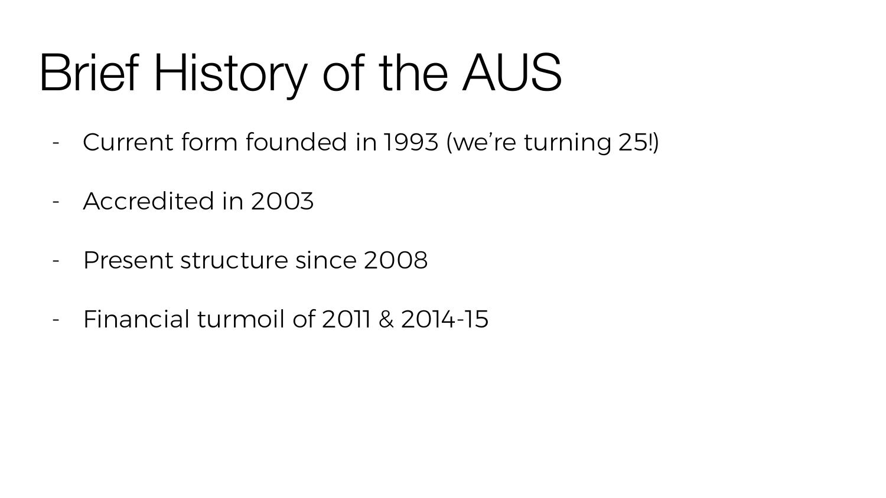# Brief History of the AUS

- Current form founded in 1993 (we're turning 25!)
- Accredited in 2003
- Present structure since 2008
- Financial turmoil of 2011 & 2014-15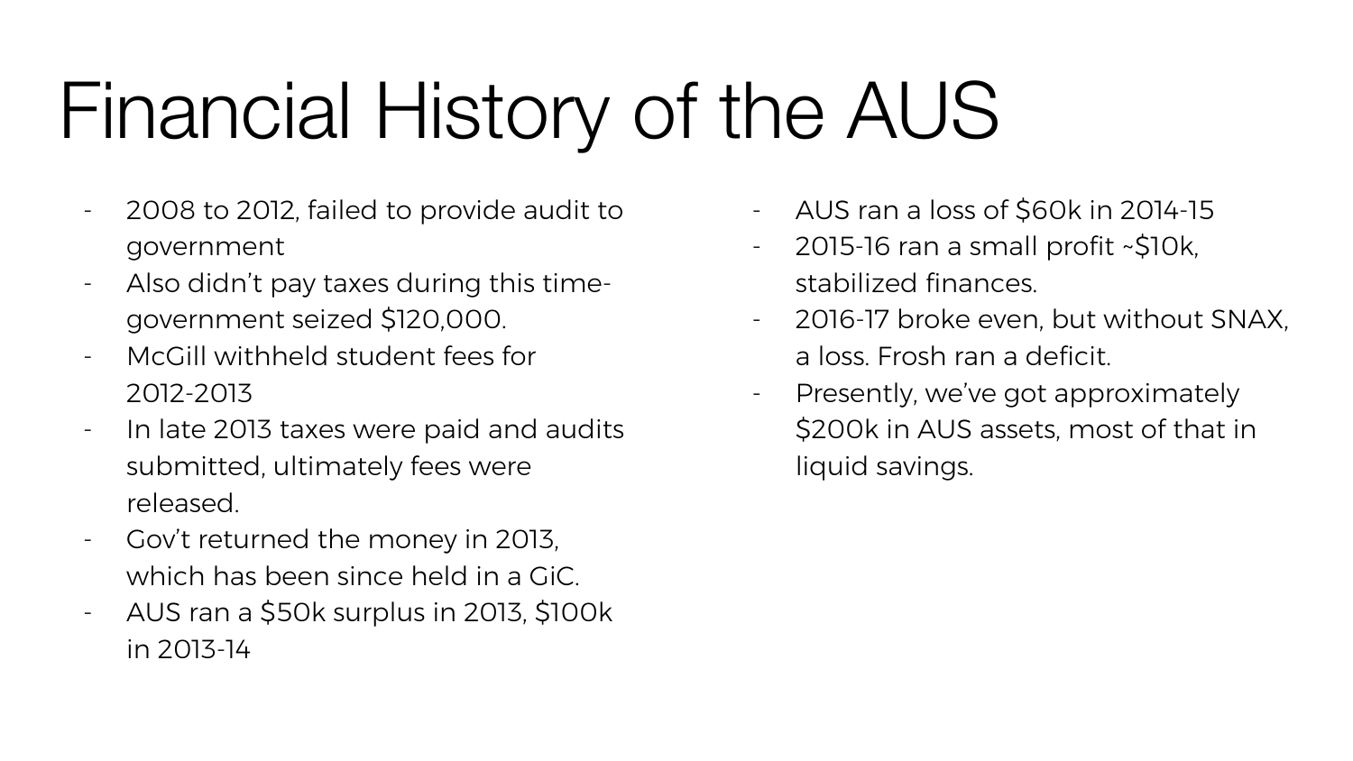# Financial History of the AUS

- 2008 to 2012, failed to provide audit to government
- Also didn't pay taxes during this time- government seized $120,000.
- McGill withheld student fees for 2012-2013
- In late 2013 taxes were paid and audits submitted, ultimately fees were released.
- Gov't returned the money in 2013, which has been since held in a GiC.
- AUS ran a $50k surplus in 2013, $100k in 2013-14
- AUS ran a loss of $60k in 2014-15
- 2015-16 ran a small profit ~$10k, stabilized finances.
- 2016-17 broke even, but without SNAX, a loss. Frosh ran a deficit.
- Presently, we've got approximately $200k in AUS assets, most of that in liquid savings.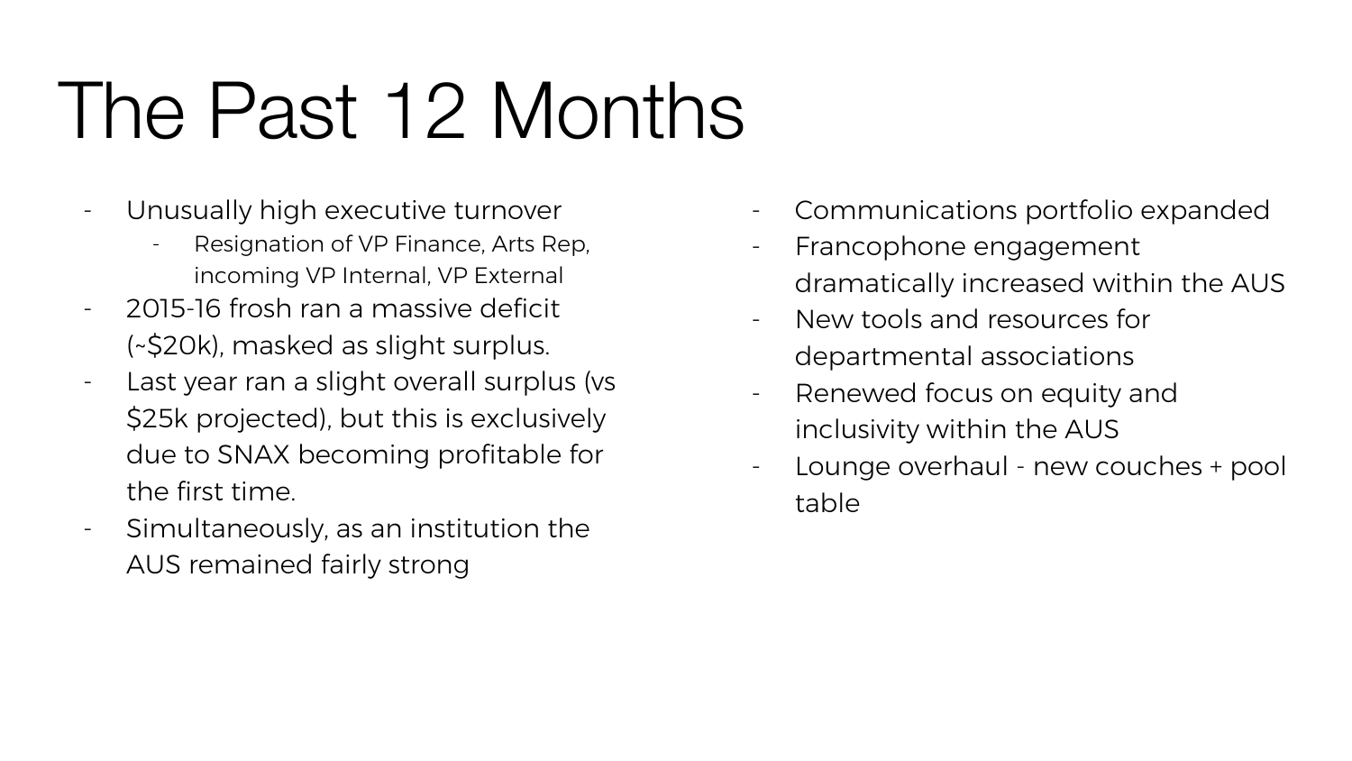# The Past 12 Months

- Unusually high executive turnover
  - Resignation of VP Finance, Arts Rep, incoming VP Internal, VP External
- 2015-16 frosh ran a massive deficit (~$20k), masked as slight surplus.
- Last year ran a slight overall surplus (vs $25k projected), but this is exclusively due to SNAX becoming profitable for the first time.
- Simultaneously, as an institution the AUS remained fairly strong
- Communications portfolio expanded
- Francophone engagement dramatically increased within the AUS
- New tools and resources for departmental associations
- Renewed focus on equity and inclusivity within the AUS
- Lounge overhaul - new couches + pool table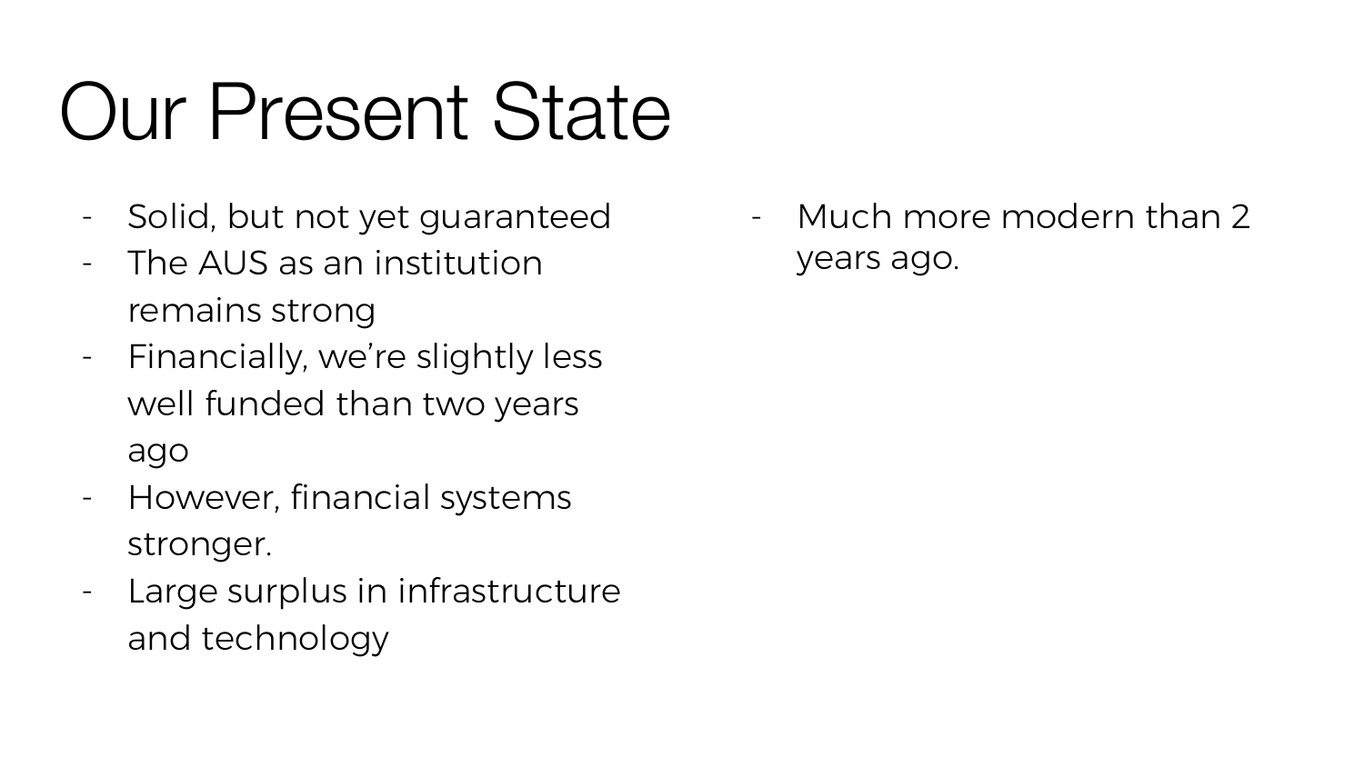# Our Present State

- Solid, but not yet guaranteed
- The AUS as an institution remains strong
- Financially, we're slightly less well funded than two years ago
- However, financial systems stronger.
- Large surplus in infrastructure and technology
- Much more modern than 2 years ago.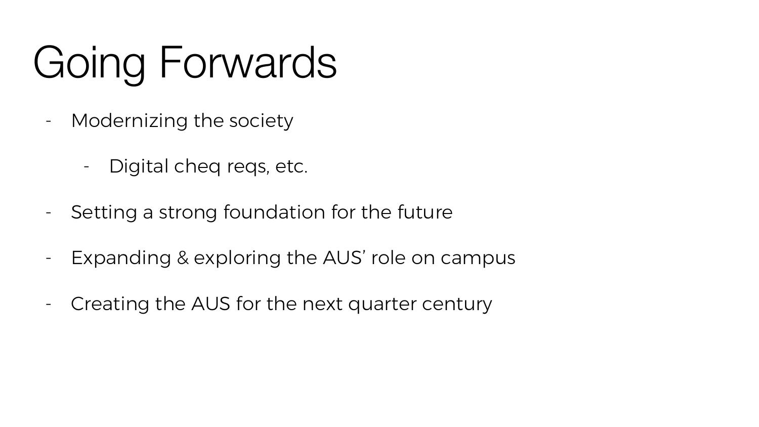# Going Forwards

- Modernizing the society
  - Digital cheq reqs, etc.
- Setting a strong foundation for the future
- Expanding & exploring the AUS' role on campus
- Creating the AUS for the next quarter century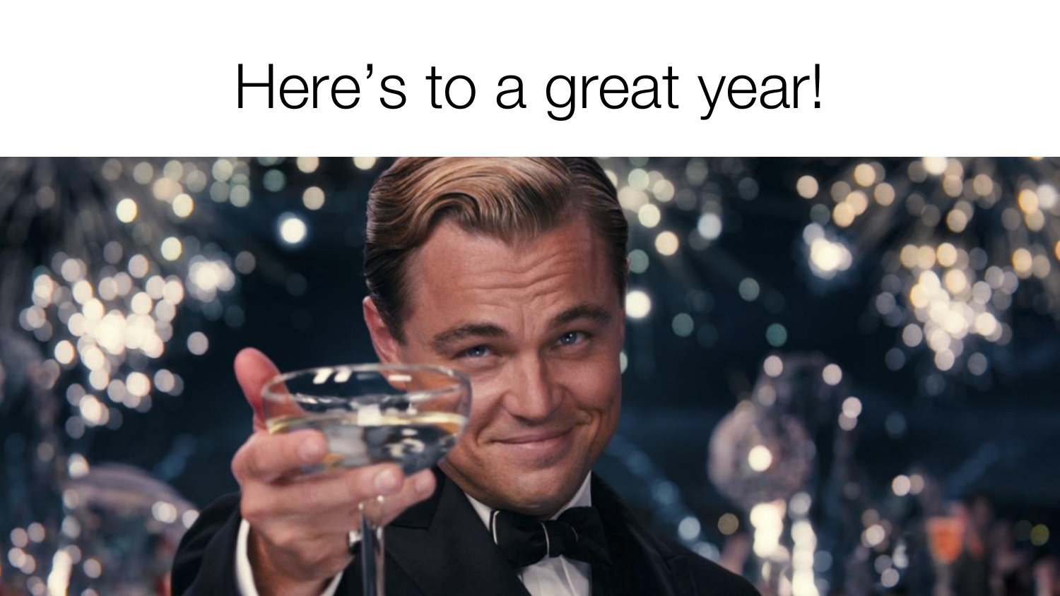# Here’s to a great year!